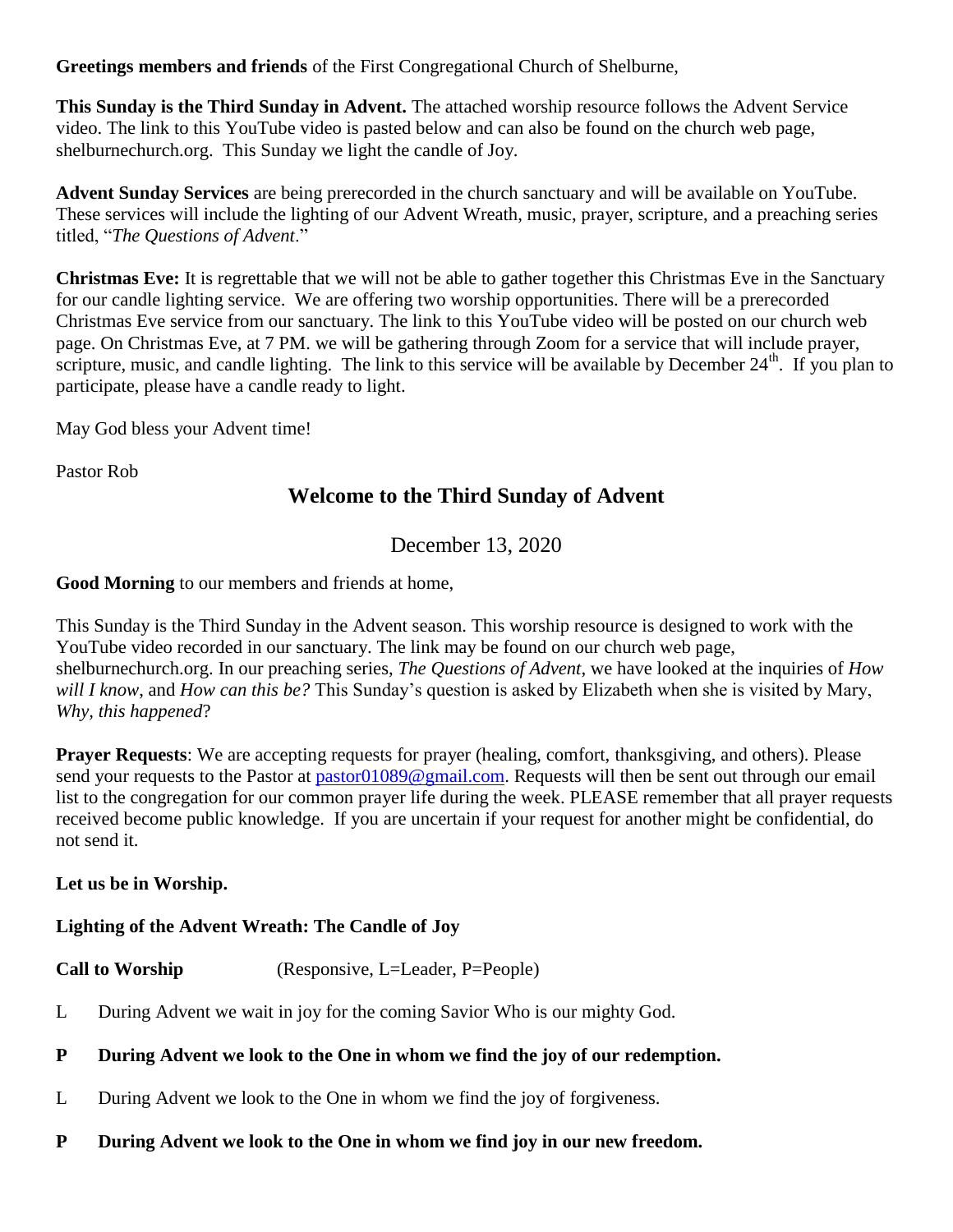**Greetings members and friends** of the First Congregational Church of Shelburne,

**This Sunday is the Third Sunday in Advent.** The attached worship resource follows the Advent Service video. The link to this YouTube video is pasted below and can also be found on the church web page, shelburnechurch.org. This Sunday we light the candle of Joy.

**Advent Sunday Services** are being prerecorded in the church sanctuary and will be available on YouTube. These services will include the lighting of our Advent Wreath, music, prayer, scripture, and a preaching series titled, "*The Questions of Advent*."

**Christmas Eve:** It is regrettable that we will not be able to gather together this Christmas Eve in the Sanctuary for our candle lighting service. We are offering two worship opportunities. There will be a prerecorded Christmas Eve service from our sanctuary. The link to this YouTube video will be posted on our church web page. On Christmas Eve, at 7 PM. we will be gathering through Zoom for a service that will include prayer, scripture, music, and candle lighting. The link to this service will be available by December 24th. If you plan to participate, please have a candle ready to light.

May God bless your Advent time!

Pastor Rob

## Welcome to the Third Sunday of Advent

December 13, 2020

**Good Morning** to our members and friends at home,

This Sunday is the Third Sunday in the Advent season. This worship resource is designed to work with the YouTube video recorded in our sanctuary. The link may be found on our church web page, shelburnechurch.org. In our preaching series, *The Questions of Advent*, we have looked at the inquiries of *How will I know*, and *How can this be?* This Sunday's question is asked by Elizabeth when she is visited by Mary, *Why, this happened*?

**Prayer Requests**: We are accepting requests for prayer (healing, comfort, thanksgiving, and others). Please send your requests to the Pastor at pastor01089@gmail.com. Requests will then be sent out through our email list to the congregation for our common prayer life during the week. PLEASE remember that all prayer requests received become public knowledge. If you are uncertain if your request for another might be confidential, do not send it.

**Let us be in Worship.**

**Lighting of the Advent Wreath: The Candle of Joy**

**Call to Worship** (Responsive, L=Leader, P=People)

L During Advent we wait in joy for the coming Savior Who is our mighty God.

**P During Advent we look to the One in whom we find the joy of our redemption.**

L During Advent we look to the One in whom we find the joy of forgiveness.

**P During Advent we look to the One in whom we find joy in our new freedom.**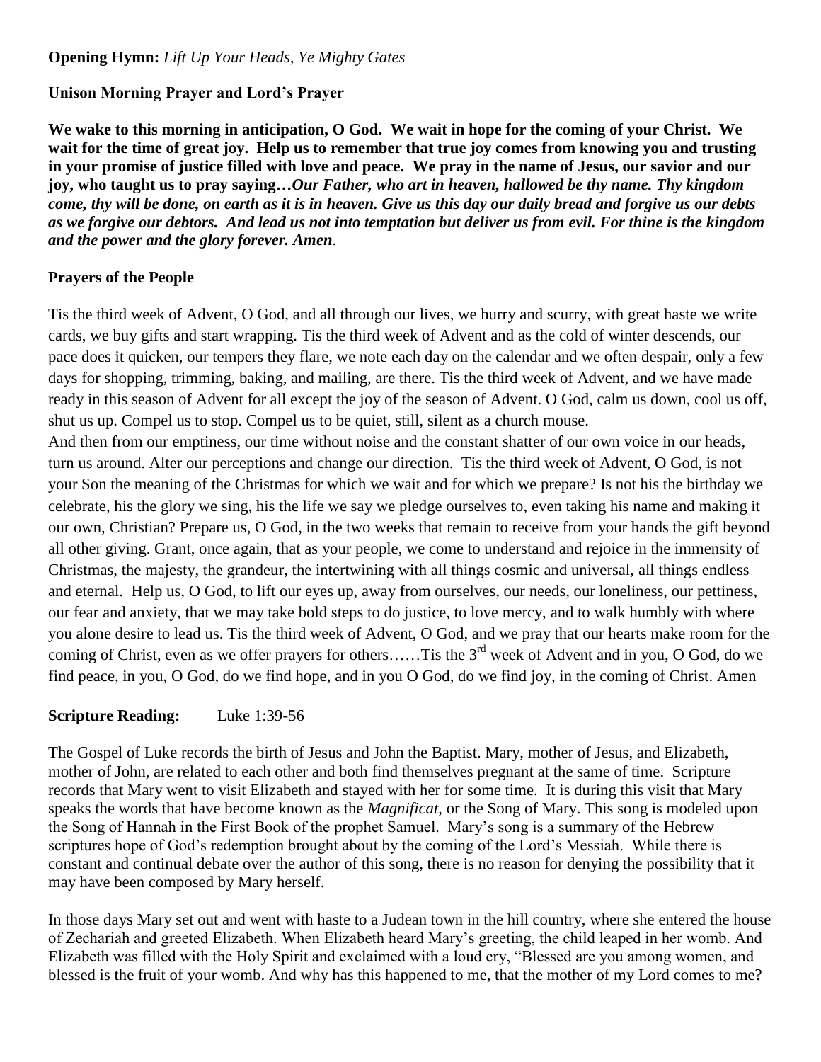**Opening Hymn:** *Lift Up Your Heads, Ye Mighty Gates*

**Unison Morning Prayer and Lord's Prayer**

**We wake to this morning in anticipation, O God. We wait in hope for the coming of your Christ. We wait for the time of great joy. Help us to remember that true joy comes from knowing you and trusting in your promise of justice filled with love and peace. We pray in the name of Jesus, our savior and our joy, who taught us to pray saying…*Our Father, who art in heaven, hallowed be thy name. Thy kingdom come, thy will be done, on earth as it is in heaven. Give us this day our daily bread and forgive us our debts as we forgive our debtors. And lead us not into temptation but deliver us from evil. For thine is the kingdom and the power and the glory forever. Amen*.**

**Prayers of the People**

Tis the third week of Advent, O God, and all through our lives, we hurry and scurry, with great haste we write cards, we buy gifts and start wrapping. Tis the third week of Advent and as the cold of winter descends, our pace does it quicken, our tempers they flare, we note each day on the calendar and we often despair, only a few days for shopping, trimming, baking, and mailing, are there. Tis the third week of Advent, and we have made ready in this season of Advent for all except the joy of the season of Advent. O God, calm us down, cool us off, shut us up. Compel us to stop. Compel us to be quiet, still, silent as a church mouse.

And then from our emptiness, our time without noise and the constant shatter of our own voice in our heads, turn us around. Alter our perceptions and change our direction. Tis the third week of Advent, O God, is not your Son the meaning of the Christmas for which we wait and for which we prepare? Is not his the birthday we celebrate, his the glory we sing, his the life we say we pledge ourselves to, even taking his name and making it our own, Christian? Prepare us, O God, in the two weeks that remain to receive from your hands the gift beyond all other giving. Grant, once again, that as your people, we come to understand and rejoice in the immensity of Christmas, the majesty, the grandeur, the intertwining with all things cosmic and universal, all things endless and eternal. Help us, O God, to lift our eyes up, away from ourselves, our needs, our loneliness, our pettiness, our fear and anxiety, that we may take bold steps to do justice, to love mercy, and to walk humbly with where you alone desire to lead us. Tis the third week of Advent, O God, and we pray that our hearts make room for the coming of Christ, even as we offer prayers for others……Tis the 3rd week of Advent and in you, O God, do we find peace, in you, O God, do we find hope, and in you O God, do we find joy, in the coming of Christ. Amen

**Scripture Reading:** Luke 1:39-56

The Gospel of Luke records the birth of Jesus and John the Baptist. Mary, mother of Jesus, and Elizabeth, mother of John, are related to each other and both find themselves pregnant at the same of time. Scripture records that Mary went to visit Elizabeth and stayed with her for some time. It is during this visit that Mary speaks the words that have become known as the *Magnificat*, or the Song of Mary. This song is modeled upon the Song of Hannah in the First Book of the prophet Samuel. Mary's song is a summary of the Hebrew scriptures hope of God's redemption brought about by the coming of the Lord's Messiah. While there is constant and continual debate over the author of this song, there is no reason for denying the possibility that it may have been composed by Mary herself.

In those days Mary set out and went with haste to a Judean town in the hill country, where she entered the house of Zechariah and greeted Elizabeth. When Elizabeth heard Mary's greeting, the child leaped in her womb. And Elizabeth was filled with the Holy Spirit and exclaimed with a loud cry, "Blessed are you among women, and blessed is the fruit of your womb. And why has this happened to me, that the mother of my Lord comes to me?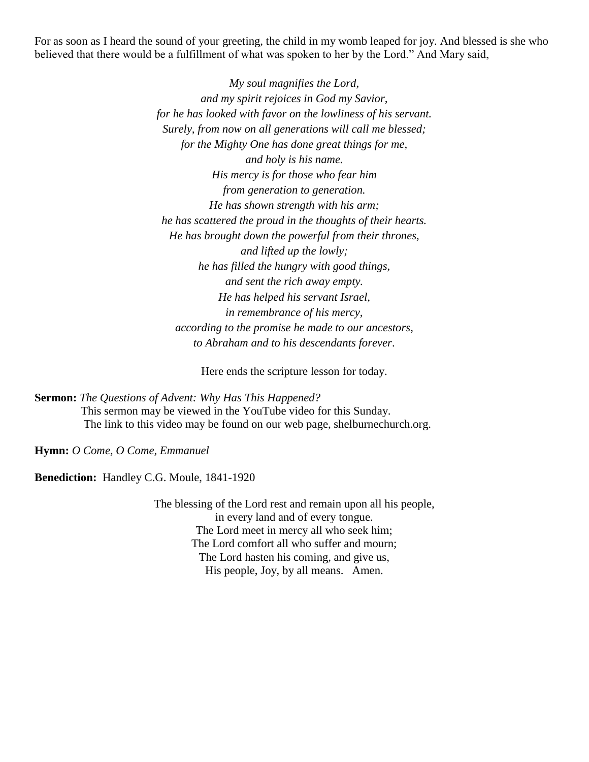For as soon as I heard the sound of your greeting, the child in my womb leaped for joy. And blessed is she who believed that there would be a fulfillment of what was spoken to her by the Lord." And Mary said,

*My soul magnifies the Lord,*
*and my spirit rejoices in God my Savior,*
*for he has looked with favor on the lowliness of his servant.*
*Surely, from now on all generations will call me blessed;*
*for the Mighty One has done great things for me,*
*and holy is his name.*
*His mercy is for those who fear him*
*from generation to generation.*
*He has shown strength with his arm;*
*he has scattered the proud in the thoughts of their hearts.*
*He has brought down the powerful from their thrones,*
*and lifted up the lowly;*
*he has filled the hungry with good things,*
*and sent the rich away empty.*
*He has helped his servant Israel,*
*in remembrance of his mercy,*
*according to the promise he made to our ancestors,*
*to Abraham and to his descendants forever.*

Here ends the scripture lesson for today.

**Sermon:** *The Questions of Advent: Why Has This Happened?*
This sermon may be viewed in the YouTube video for this Sunday.
The link to this video may be found on our web page, shelburnechurch.org.

**Hymn:** *O Come, O Come, Emmanuel*

**Benediction:** Handley C.G. Moule, 1841-1920

The blessing of the Lord rest and remain upon all his people,
in every land and of every tongue.
The Lord meet in mercy all who seek him;
The Lord comfort all who suffer and mourn;
The Lord hasten his coming, and give us,
His people, Joy, by all means. Amen.